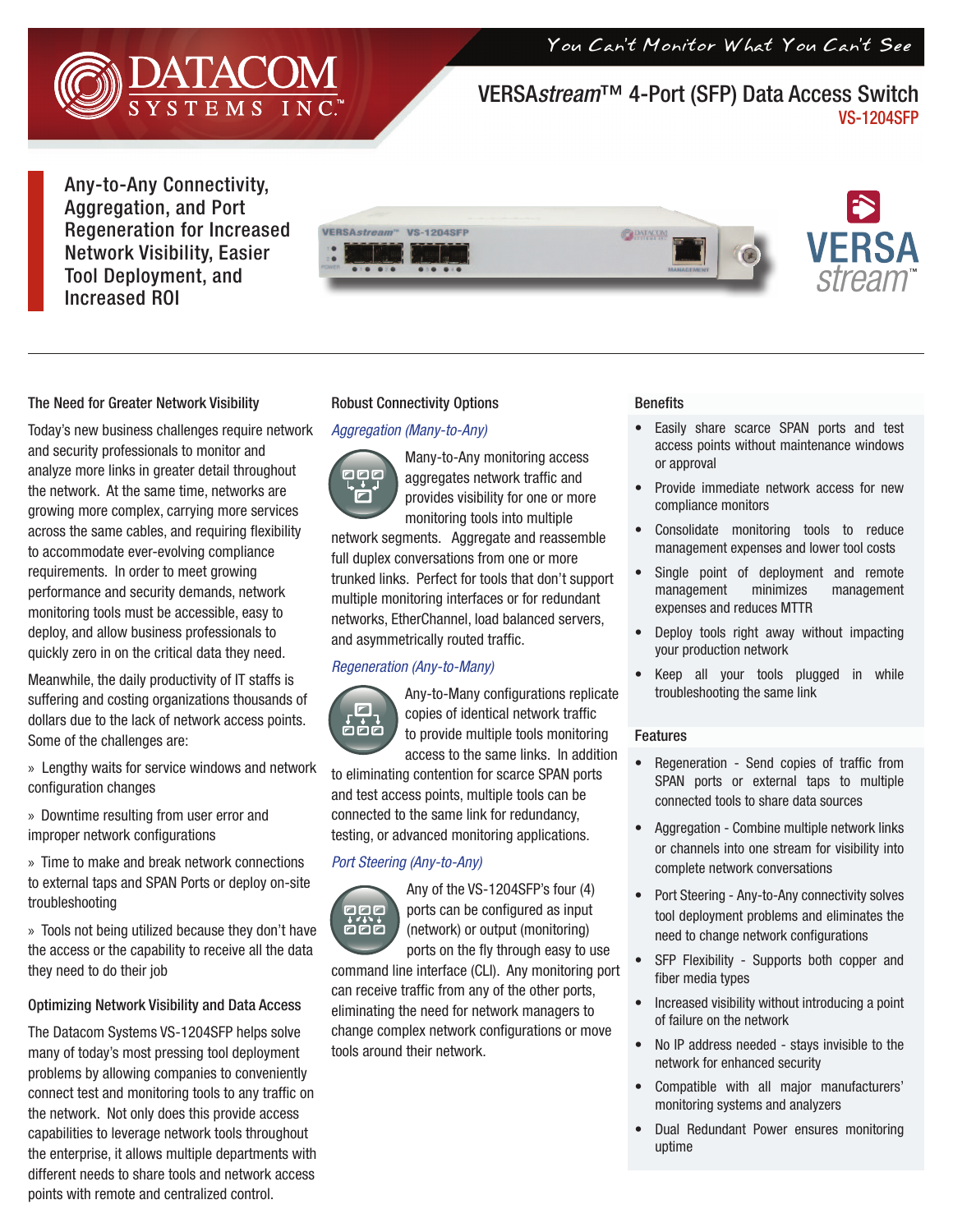DATACOM SYSTEMS INC.™

*You Can't Monitor What You Can't See*

# VERSA*stream*™ 4-Port (SFP) Data Access Switch

## VS-1204SFP

**Any-to-Any Connectivity, Aggregation, and Port Regeneration for Increased Network Visibility, Easier Tool Deployment, and Increased ROI**

### The Need for Greater Network Visibility

Today's new business challenges require network and security professionals to monitor and analyze more links in greater detail throughout the network. At the same time, networks are growing more complex, carrying more services across the same cables, and requiring flexibility to accommodate ever-evolving compliance requirements. In order to meet growing performance and security demands, network monitoring tools must be accessible, easy to deploy, and allow business professionals to quickly zero in on the critical data they need.

Meanwhile, the daily productivity of IT staffs is suffering and costing organizations thousands of dollars due to the lack of network access points. Some of the challenges are:

» Lengthy waits for service windows and network configuration changes

» Downtime resulting from user error and improper network configurations

» Time to make and break network connections to external taps and SPAN Ports or deploy on-site troubleshooting

» Tools not being utilized because they don't have the access or the capability to receive all the data they need to do their job

### Optimizing Network Visibility and Data Access

The Datacom Systems VS-1204SFP helps solve many of today's most pressing tool deployment problems by allowing companies to conveniently connect test and monitoring tools to any traffic on the network. Not only does this provide access capabilities to leverage network tools throughout the enterprise, it allows multiple departments with different needs to share tools and network access points with remote and centralized control.

### Robust Connectivity Options

*Aggregation (Many-to-Any)*

Many-to-Any monitoring access aggregates network traffic and provides visibility for one or more monitoring tools into multiple network segments. Aggregate and reassemble full duplex conversations from one or more trunked links. Perfect for tools that don't support multiple monitoring interfaces or for redundant networks, EtherChannel, load balanced servers, and asymmetrically routed traffic.

*Regeneration (Any-to-Many)*

Any-to-Many configurations replicate copies of identical network traffic to provide multiple tools monitoring access to the same links. In addition to eliminating contention for scarce SPAN ports and test access points, multiple tools can be connected to the same link for redundancy, testing, or advanced monitoring applications.

*Port Steering (Any-to-Any)*

Any of the VS-1204SFP's four (4) ports can be configured as input (network) or output (monitoring) ports on the fly through easy to use command line interface (CLI). Any monitoring port can receive traffic from any of the other ports, eliminating the need for network managers to change complex network configurations or move tools around their network.

### Benefits

- Easily share scarce SPAN ports and test access points without maintenance windows or approval
- Provide immediate network access for new compliance monitors
- Consolidate monitoring tools to reduce management expenses and lower tool costs
- Single point of deployment and remote management minimizes management expenses and reduces MTTR
- Deploy tools right away without impacting your production network
- Keep all your tools plugged in while troubleshooting the same link

### Features

- Regeneration - Send copies of traffic from SPAN ports or external taps to multiple connected tools to share data sources
- Aggregation - Combine multiple network links or channels into one stream for visibility into complete network conversations
- Port Steering - Any-to-Any connectivity solves tool deployment problems and eliminates the need to change network configurations
- SFP Flexibility - Supports both copper and fiber media types
- Increased visibility without introducing a point of failure on the network
- No IP address needed - stays invisible to the network for enhanced security
- Compatible with all major manufacturers' monitoring systems and analyzers
- Dual Redundant Power ensures monitoring uptime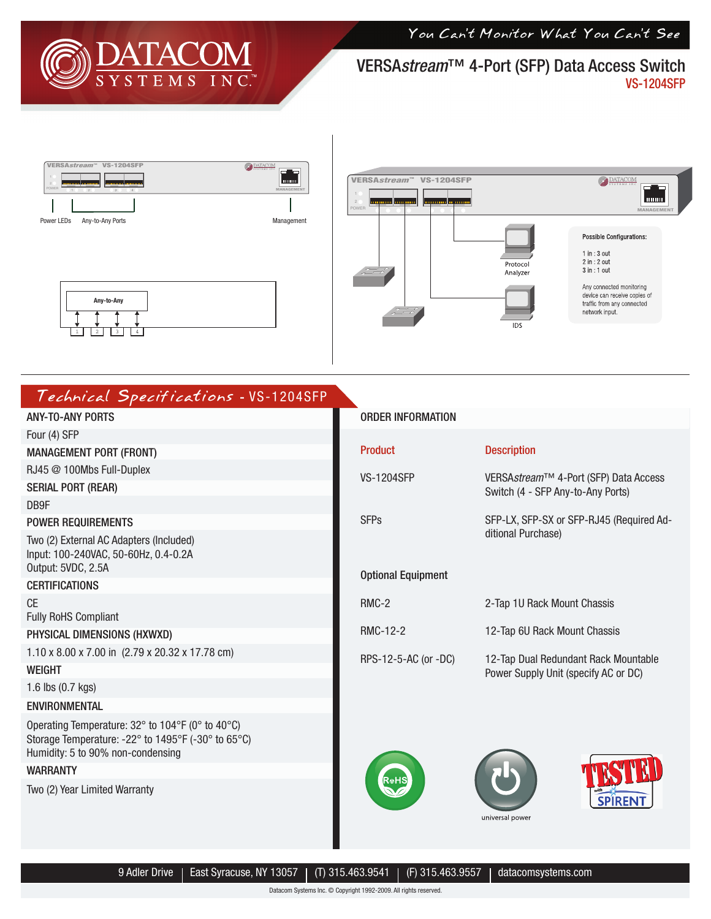You Can't Monitor What You Can't See

# VERSA*stream*™ 4-Port (SFP) Data Access Switch

VS-1204SFP

Power LEDs

Any-to-Any Ports

Management

Any-to-Any

1 2 3 4

Protocol Analyzer

IDS

Possible Configurations:

1 in : 3 out
2 in : 2 out
3 in : 1 out

Any connected monitoring device can receive copies of traffic from any connected network input.

## Technical Specifications - VS-1204SFP

**ANY-TO-ANY PORTS**

Four (4) SFP

**MANAGEMENT PORT (FRONT)**

RJ45 @ 100Mbs Full-Duplex

**SERIAL PORT (REAR)**

DB9F

**POWER REQUIREMENTS**

Two (2) External AC Adapters (Included)
Input: 100-240VAC, 50-60Hz, 0.4-0.2A
Output: 5VDC, 2.5A

**CERTIFICATIONS**

CE
Fully RoHS Compliant

**PHYSICAL DIMENSIONS (HXWXD)**

1.10 x 8.00 x 7.00 in (2.79 x 20.32 x 17.78 cm)

**WEIGHT**

1.6 lbs (0.7 kgs)

**ENVIRONMENTAL**

Operating Temperature: 32° to 104°F (0° to 40°C)
Storage Temperature: -22° to 1495°F (-30° to 65°C)
Humidity: 5 to 90% non-condensing

**WARRANTY**

Two (2) Year Limited Warranty

## ORDER INFORMATION

| Product | Description |
|---|---|
| VS-1204SFP | VERSA*stream*™ 4-Port (SFP) Data Access Switch (4 - SFP Any-to-Any Ports) |
| SFPs | SFP-LX, SFP-SX or SFP-RJ45 (Required Additional Purchase) |

**Optional Equipment**

| | |
|---|---|
| RMC-2 | 2-Tap 1U Rack Mount Chassis |
| RMC-12-2 | 12-Tap 6U Rack Mount Chassis |
| RPS-12-5-AC (or -DC) | 12-Tap Dual Redundant Rack Mountable Power Supply Unit (specify AC or DC) |

RoHS

universal power

TESTED with SPIRENT

9 Adler Drive | East Syracuse, NY 13057 | (T) 315.463.9541 | (F) 315.463.9557 | datacomsystems.com

Datacom Systems Inc. © Copyright 1992-2009. All rights reserved.